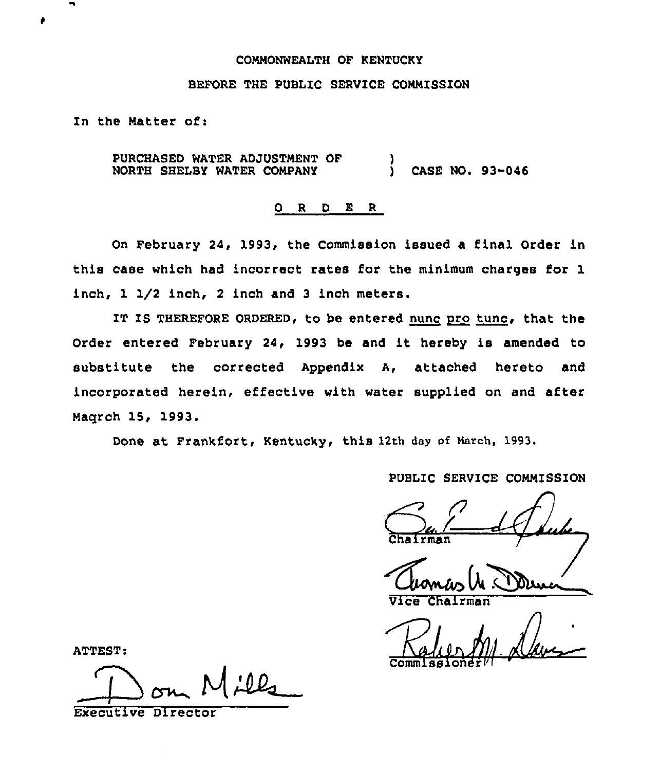COMMONWEALTH OF KENTUCKY

BEFORE THE PUBLIC SERVICE COMMISSION

In the Matter of:

PURCHASED WATER ADJUSTMENT OF NORTH SHELBY WATER COMPANY ) CASE NO. 93-046

## O R D E R

On February 24, 1993, the Commission issued a final Order in this case which had incorrect rates for the minimum charges for 1 inch, 1 1/2 inch, 2 inch and 3 inch meters.

IT IS THEREFORE ORDERED, to be entered nunc pro tunc, that the Order entered February 24, 1993 be and it hereby is amended to substitute the corrected Appendix A, attached hereto and incorporated herein, effective with water supplied on and after Maqrch 15, 1993.

Done at Frankfort, Kentucky, this 12th day of March, 1993.

PUBLIC SERVICE COMMISSION

Chairman

Vice Chairman

Commissioner

ATTEST:

Executive Director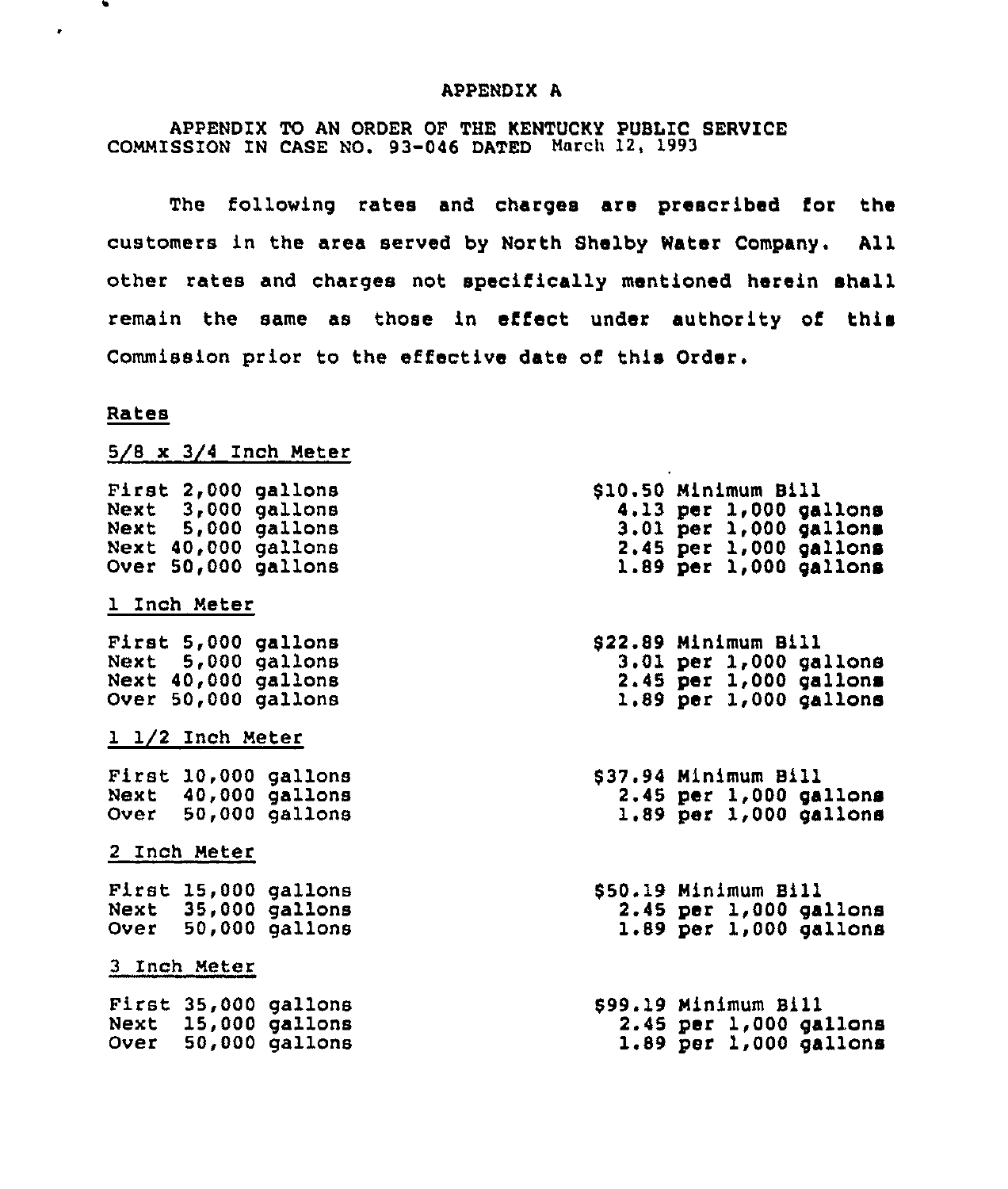# APPENDIX A

APPENDIX TO AN ORDER OF THE KENTUCKY PUBLIC SERVICE COMMISSION IN CASE NO. 93-046 DATED March 12, 1993

The following rates and charges are prescribed for the customers in the area served by North Shelby Water Company. All other rates and charges not specifically mentioned herein shall remain the same as those in effect under authority of this Commission prior to the effective date of this Order.

## Rates

### 5/8 x 3/4 Inch Meter

| | |
|---|---|
| First 2,000 gallons | $10.50 Minimum Bill |
| Next 3,000 gallons | 4.13 per 1,000 gallons |
| Next 5,000 gallons | 3.01 per 1,000 gallons |
| Next 40,000 gallons | 2.45 per 1,000 gallons |
| Over 50,000 gallons | 1.89 per 1,000 gallons |

### 1 Inch Meter

| | |
|---|---|
| First 5,000 gallons | $22.89 Minimum Bill |
| Next 5,000 gallons | 3.01 per 1,000 gallons |
| Next 40,000 gallons | 2.45 per 1,000 gallons |
| Over 50,000 gallons | 1.89 per 1,000 gallons |

### 1 1/2 Inch Meter

| | |
|---|---|
| First 10,000 gallons | $37.94 Minimum Bill |
| Next 40,000 gallons | 2.45 per 1,000 gallons |
| Over 50,000 gallons | 1.89 per 1,000 gallons |

### 2 Inch Meter

| | |
|---|---|
| First 15,000 gallons | $50.19 Minimum Bill |
| Next 35,000 gallons | 2.45 per 1,000 gallons |
| Over 50,000 gallons | 1.89 per 1,000 gallons |

### 3 Inch Meter

| | |
|---|---|
| First 35,000 gallons | $99.19 Minimum Bill |
| Next 15,000 gallons | 2.45 per 1,000 gallons |
| Over 50,000 gallons | 1.89 per 1,000 gallons |